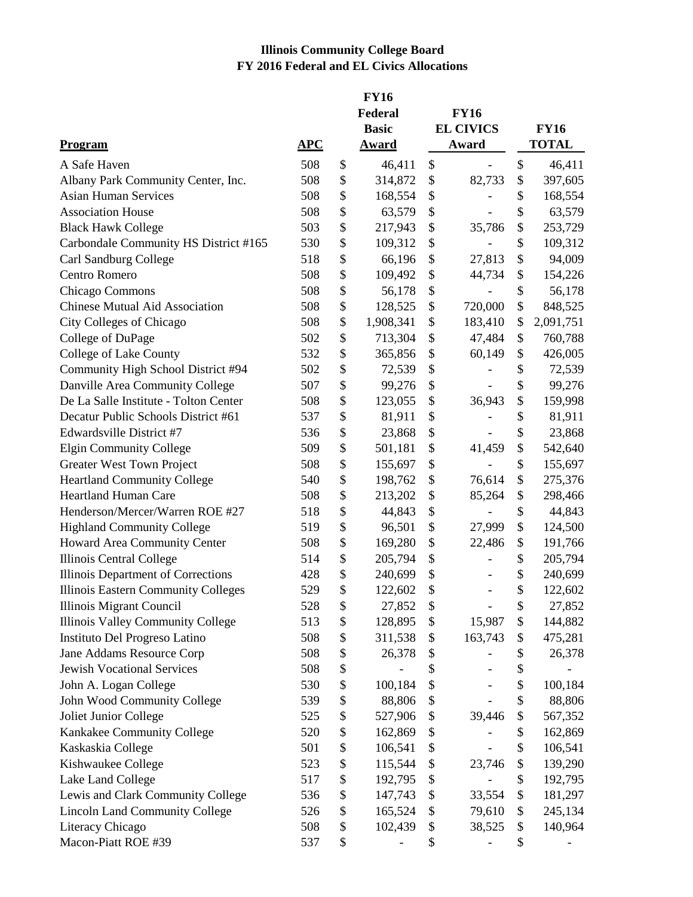# Illinois Community College Board

## FY 2016 Federal and EL Civics Allocations

| Program | APC | FY16 Federal Basic Award | FY16 EL CIVICS Award | FY16 TOTAL |
|---|---|---|---|---|
| A Safe Haven | 508 | $ 46,411 | $ - | $ 46,411 |
| Albany Park Community Center, Inc. | 508 | $ 314,872 | $ 82,733 | $ 397,605 |
| Asian Human Services | 508 | $ 168,554 | $ - | $ 168,554 |
| Association House | 508 | $ 63,579 | $ - | $ 63,579 |
| Black Hawk College | 503 | $ 217,943 | $ 35,786 | $ 253,729 |
| Carbondale Community HS District #165 | 530 | $ 109,312 | $ - | $ 109,312 |
| Carl Sandburg College | 518 | $ 66,196 | $ 27,813 | $ 94,009 |
| Centro Romero | 508 | $ 109,492 | $ 44,734 | $ 154,226 |
| Chicago Commons | 508 | $ 56,178 | $ - | $ 56,178 |
| Chinese Mutual Aid Association | 508 | $ 128,525 | $ 720,000 | $ 848,525 |
| City Colleges of Chicago | 508 | $ 1,908,341 | $ 183,410 | $ 2,091,751 |
| College of DuPage | 502 | $ 713,304 | $ 47,484 | $ 760,788 |
| College of Lake County | 532 | $ 365,856 | $ 60,149 | $ 426,005 |
| Community High School District #94 | 502 | $ 72,539 | $ - | $ 72,539 |
| Danville Area Community College | 507 | $ 99,276 | $ - | $ 99,276 |
| De La Salle Institute - Tolton Center | 508 | $ 123,055 | $ 36,943 | $ 159,998 |
| Decatur Public Schools District #61 | 537 | $ 81,911 | $ - | $ 81,911 |
| Edwardsville District #7 | 536 | $ 23,868 | $ - | $ 23,868 |
| Elgin Community College | 509 | $ 501,181 | $ 41,459 | $ 542,640 |
| Greater West Town Project | 508 | $ 155,697 | $ - | $ 155,697 |
| Heartland Community College | 540 | $ 198,762 | $ 76,614 | $ 275,376 |
| Heartland Human Care | 508 | $ 213,202 | $ 85,264 | $ 298,466 |
| Henderson/Mercer/Warren ROE #27 | 518 | $ 44,843 | $ - | $ 44,843 |
| Highland Community College | 519 | $ 96,501 | $ 27,999 | $ 124,500 |
| Howard Area Community Center | 508 | $ 169,280 | $ 22,486 | $ 191,766 |
| Illinois Central College | 514 | $ 205,794 | $ - | $ 205,794 |
| Illinois Department of Corrections | 428 | $ 240,699 | $ - | $ 240,699 |
| Illinois Eastern Community Colleges | 529 | $ 122,602 | $ - | $ 122,602 |
| Illinois Migrant Council | 528 | $ 27,852 | $ - | $ 27,852 |
| Illinois Valley Community College | 513 | $ 128,895 | $ 15,987 | $ 144,882 |
| Instituto Del Progreso Latino | 508 | $ 311,538 | $ 163,743 | $ 475,281 |
| Jane Addams Resource Corp | 508 | $ 26,378 | $ - | $ 26,378 |
| Jewish Vocational Services | 508 | $ - | $ - | $ - |
| John A. Logan College | 530 | $ 100,184 | $ - | $ 100,184 |
| John Wood Community College | 539 | $ 88,806 | $ - | $ 88,806 |
| Joliet Junior College | 525 | $ 527,906 | $ 39,446 | $ 567,352 |
| Kankakee Community College | 520 | $ 162,869 | $ - | $ 162,869 |
| Kaskaskia College | 501 | $ 106,541 | $ - | $ 106,541 |
| Kishwaukee College | 523 | $ 115,544 | $ 23,746 | $ 139,290 |
| Lake Land College | 517 | $ 192,795 | $ - | $ 192,795 |
| Lewis and Clark Community College | 536 | $ 147,743 | $ 33,554 | $ 181,297 |
| Lincoln Land Community College | 526 | $ 165,524 | $ 79,610 | $ 245,134 |
| Literacy Chicago | 508 | $ 102,439 | $ 38,525 | $ 140,964 |
| Macon-Piatt ROE #39 | 537 | $ - | $ - | $ - |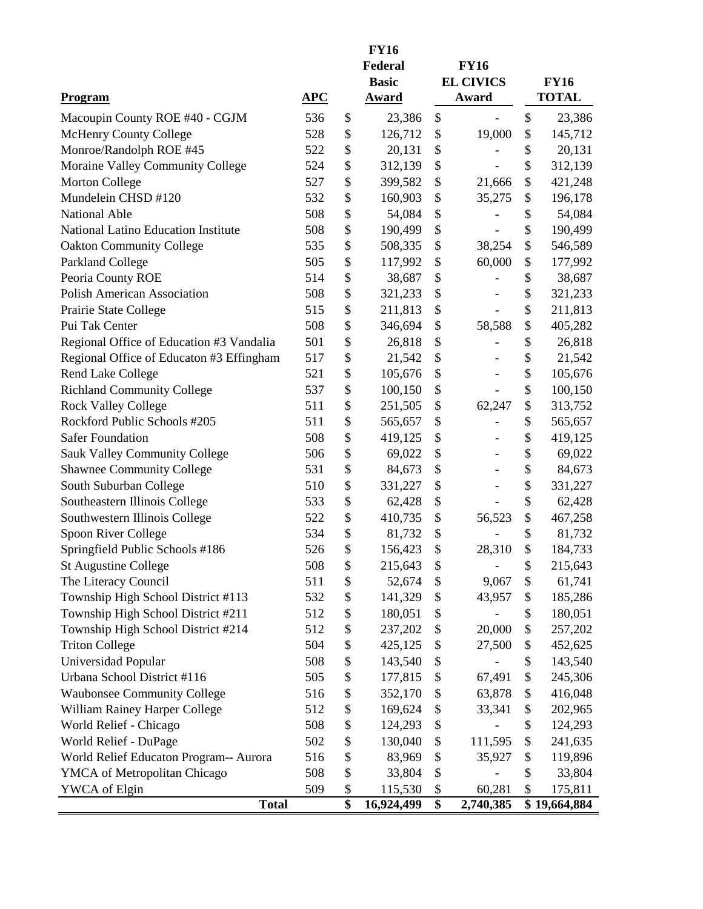| Program | APC | FY16 Federal Basic Award | FY16 EL CIVICS Award | FY16 TOTAL |
|---|---|---|---|---|
| Macoupin County ROE #40 - CGJM | 536 | $ 23,386 | $ - | $ 23,386 |
| McHenry County College | 528 | $ 126,712 | $ 19,000 | $ 145,712 |
| Monroe/Randolph ROE #45 | 522 | $ 20,131 | $ - | $ 20,131 |
| Moraine Valley Community College | 524 | $ 312,139 | $ - | $ 312,139 |
| Morton College | 527 | $ 399,582 | $ 21,666 | $ 421,248 |
| Mundelein CHSD #120 | 532 | $ 160,903 | $ 35,275 | $ 196,178 |
| National Able | 508 | $ 54,084 | $ - | $ 54,084 |
| National Latino Education Institute | 508 | $ 190,499 | $ - | $ 190,499 |
| Oakton Community College | 535 | $ 508,335 | $ 38,254 | $ 546,589 |
| Parkland College | 505 | $ 117,992 | $ 60,000 | $ 177,992 |
| Peoria County ROE | 514 | $ 38,687 | $ - | $ 38,687 |
| Polish American Association | 508 | $ 321,233 | $ - | $ 321,233 |
| Prairie State College | 515 | $ 211,813 | $ - | $ 211,813 |
| Pui Tak Center | 508 | $ 346,694 | $ 58,588 | $ 405,282 |
| Regional Office of Education #3 Vandalia | 501 | $ 26,818 | $ - | $ 26,818 |
| Regional Office of Educaton #3 Effingham | 517 | $ 21,542 | $ - | $ 21,542 |
| Rend Lake College | 521 | $ 105,676 | $ - | $ 105,676 |
| Richland Community College | 537 | $ 100,150 | $ - | $ 100,150 |
| Rock Valley College | 511 | $ 251,505 | $ 62,247 | $ 313,752 |
| Rockford Public Schools #205 | 511 | $ 565,657 | $ - | $ 565,657 |
| Safer Foundation | 508 | $ 419,125 | $ - | $ 419,125 |
| Sauk Valley Community College | 506 | $ 69,022 | $ - | $ 69,022 |
| Shawnee Community College | 531 | $ 84,673 | $ - | $ 84,673 |
| South Suburban College | 510 | $ 331,227 | $ - | $ 331,227 |
| Southeastern Illinois College | 533 | $ 62,428 | $ - | $ 62,428 |
| Southwestern Illinois College | 522 | $ 410,735 | $ 56,523 | $ 467,258 |
| Spoon River College | 534 | $ 81,732 | $ - | $ 81,732 |
| Springfield Public Schools #186 | 526 | $ 156,423 | $ 28,310 | $ 184,733 |
| St Augustine College | 508 | $ 215,643 | $ - | $ 215,643 |
| The Literacy Council | 511 | $ 52,674 | $ 9,067 | $ 61,741 |
| Township High School District #113 | 532 | $ 141,329 | $ 43,957 | $ 185,286 |
| Township High School District #211 | 512 | $ 180,051 | $ - | $ 180,051 |
| Township High School District #214 | 512 | $ 237,202 | $ 20,000 | $ 257,202 |
| Triton College | 504 | $ 425,125 | $ 27,500 | $ 452,625 |
| Universidad Popular | 508 | $ 143,540 | $ - | $ 143,540 |
| Urbana School District #116 | 505 | $ 177,815 | $ 67,491 | $ 245,306 |
| Waubonsee Community College | 516 | $ 352,170 | $ 63,878 | $ 416,048 |
| William Rainey Harper College | 512 | $ 169,624 | $ 33,341 | $ 202,965 |
| World Relief - Chicago | 508 | $ 124,293 | $ - | $ 124,293 |
| World Relief - DuPage | 502 | $ 130,040 | $ 111,595 | $ 241,635 |
| World Relief Educaton Program-- Aurora | 516 | $ 83,969 | $ 35,927 | $ 119,896 |
| YMCA of Metropolitan Chicago | 508 | $ 33,804 | $ - | $ 33,804 |
| YWCA of Elgin | 509 | $ 115,530 | $ 60,281 | $ 175,811 |
| **Total** | | **$ 16,924,499** | **$ 2,740,385** | **$ 19,664,884** |